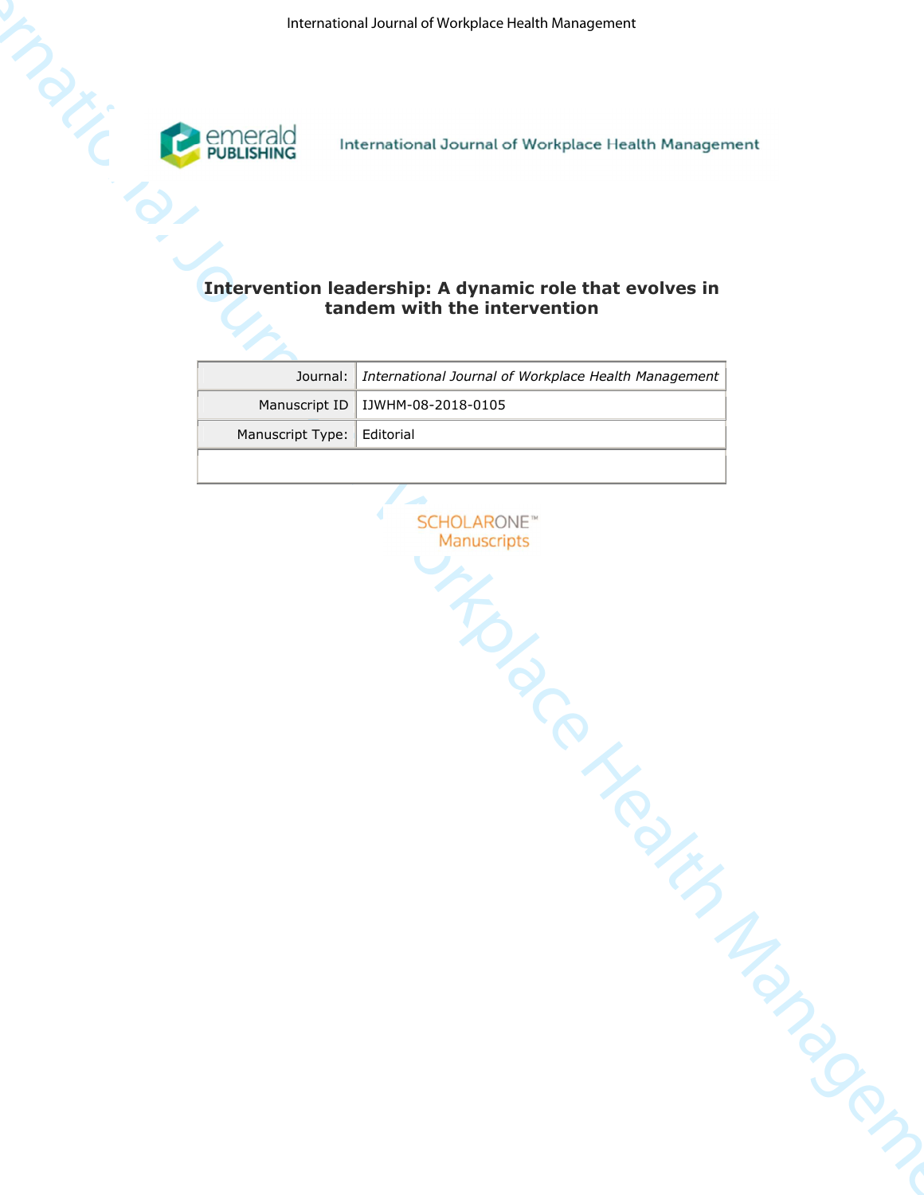# Intervention leadership: A dynamic role that evolves in tandem with the intervention

| Journal: | *International Journal of Workplace Health Management* |
| --- | --- |
| Manuscript ID | IJWHM-08-2018-0105 |
| Manuscript Type: | Editorial |
| | |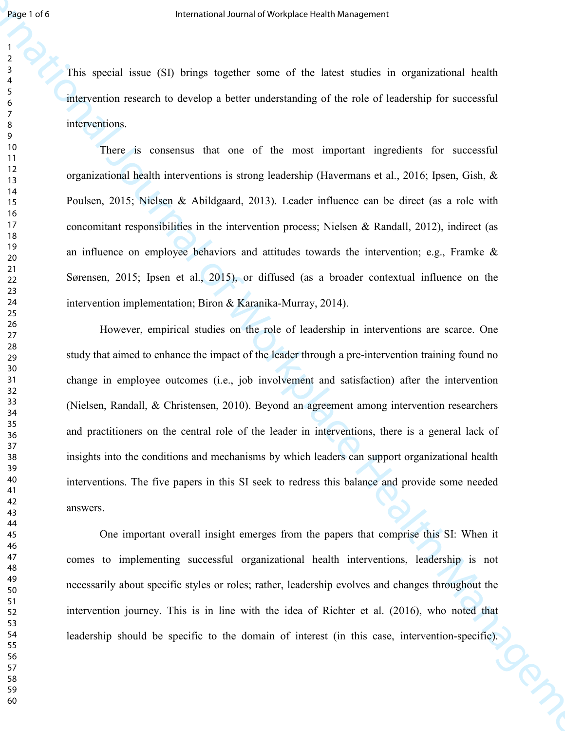This special issue (SI) brings together some of the latest studies in organizational health intervention research to develop a better understanding of the role of leadership for successful interventions.

There is consensus that one of the most important ingredients for successful organizational health interventions is strong leadership (Havermans et al., 2016; Ipsen, Gish, & Poulsen, 2015; Nielsen & Abildgaard, 2013). Leader influence can be direct (as a role with concomitant responsibilities in the intervention process; Nielsen & Randall, 2012), indirect (as an influence on employee behaviors and attitudes towards the intervention; e.g., Framke & Sørensen, 2015; Ipsen et al., 2015), or diffused (as a broader contextual influence on the intervention implementation; Biron & Karanika-Murray, 2014).

However, empirical studies on the role of leadership in interventions are scarce. One study that aimed to enhance the impact of the leader through a pre-intervention training found no change in employee outcomes (i.e., job involvement and satisfaction) after the intervention (Nielsen, Randall, & Christensen, 2010). Beyond an agreement among intervention researchers and practitioners on the central role of the leader in interventions, there is a general lack of insights into the conditions and mechanisms by which leaders can support organizational health interventions. The five papers in this SI seek to redress this balance and provide some needed answers.

One important overall insight emerges from the papers that comprise this SI: When it comes to implementing successful organizational health interventions, leadership is not necessarily about specific styles or roles; rather, leadership evolves and changes throughout the intervention journey. This is in line with the idea of Richter et al. (2016), who noted that leadership should be specific to the domain of interest (in this case, intervention-specific).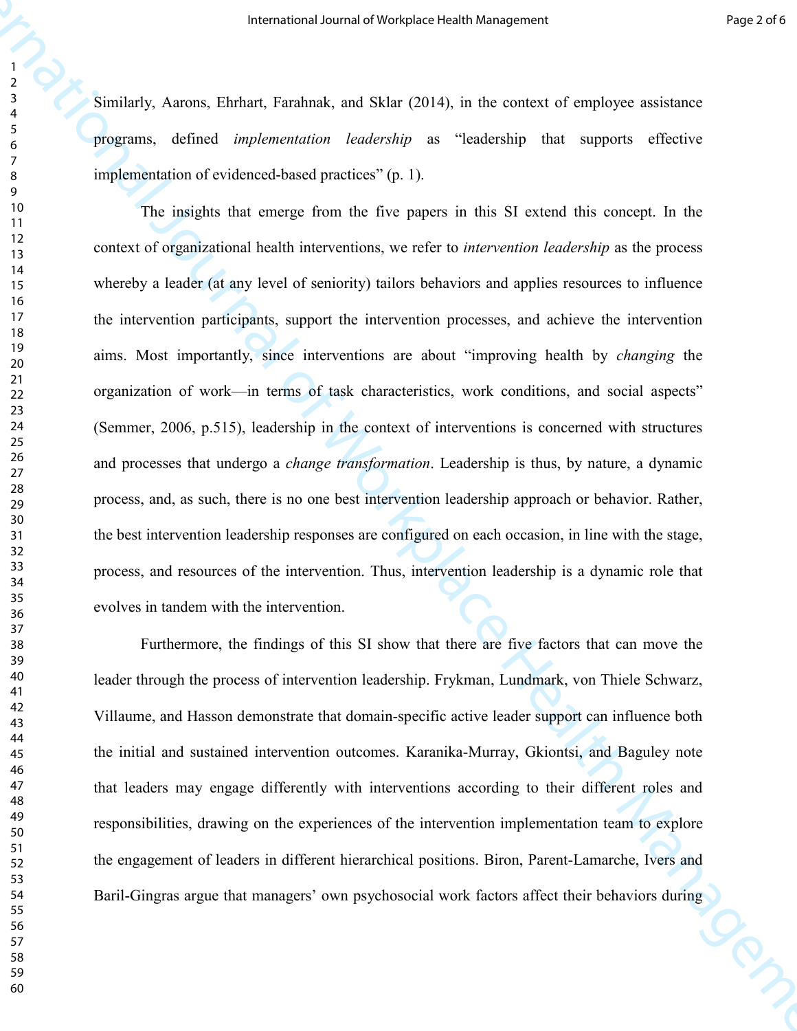Similarly, Aarons, Ehrhart, Farahnak, and Sklar (2014), in the context of employee assistance programs, defined *implementation leadership* as "leadership that supports effective implementation of evidenced-based practices" (p. 1).

The insights that emerge from the five papers in this SI extend this concept. In the context of organizational health interventions, we refer to *intervention leadership* as the process whereby a leader (at any level of seniority) tailors behaviors and applies resources to influence the intervention participants, support the intervention processes, and achieve the intervention aims. Most importantly, since interventions are about "improving health by *changing* the organization of work—in terms of task characteristics, work conditions, and social aspects" (Semmer, 2006, p.515), leadership in the context of interventions is concerned with structures and processes that undergo a *change transformation*. Leadership is thus, by nature, a dynamic process, and, as such, there is no one best intervention leadership approach or behavior. Rather, the best intervention leadership responses are configured on each occasion, in line with the stage, process, and resources of the intervention. Thus, intervention leadership is a dynamic role that evolves in tandem with the intervention.

Furthermore, the findings of this SI show that there are five factors that can move the leader through the process of intervention leadership. Frykman, Lundmark, von Thiele Schwarz, Villaume, and Hasson demonstrate that domain-specific active leader support can influence both the initial and sustained intervention outcomes. Karanika-Murray, Gkiontsi, and Baguley note that leaders may engage differently with interventions according to their different roles and responsibilities, drawing on the experiences of the intervention implementation team to explore the engagement of leaders in different hierarchical positions. Biron, Parent-Lamarche, Ivers and Baril-Gingras argue that managers' own psychosocial work factors affect their behaviors during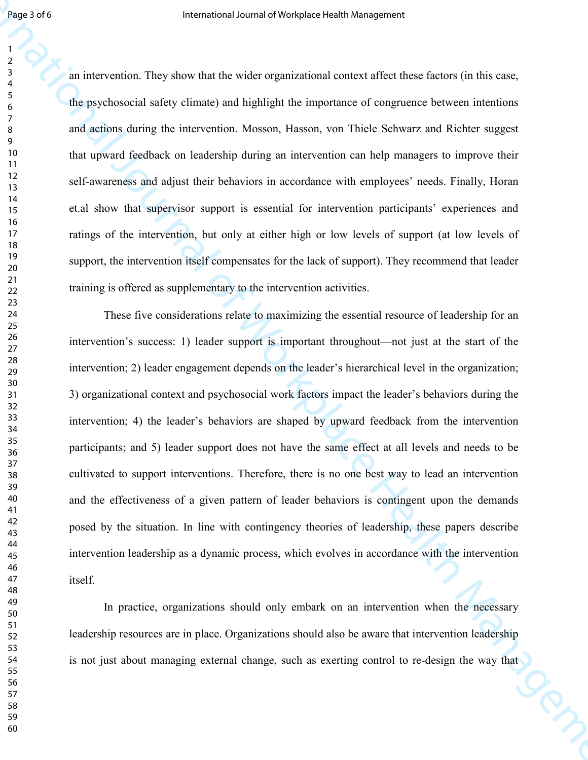an intervention. They show that the wider organizational context affect these factors (in this case, the psychosocial safety climate) and highlight the importance of congruence between intentions and actions during the intervention. Mosson, Hasson, von Thiele Schwarz and Richter suggest that upward feedback on leadership during an intervention can help managers to improve their self-awareness and adjust their behaviors in accordance with employees' needs. Finally, Horan et.al show that supervisor support is essential for intervention participants' experiences and ratings of the intervention, but only at either high or low levels of support (at low levels of support, the intervention itself compensates for the lack of support). They recommend that leader training is offered as supplementary to the intervention activities.

These five considerations relate to maximizing the essential resource of leadership for an intervention's success: 1) leader support is important throughout—not just at the start of the intervention; 2) leader engagement depends on the leader's hierarchical level in the organization; 3) organizational context and psychosocial work factors impact the leader's behaviors during the intervention; 4) the leader's behaviors are shaped by upward feedback from the intervention participants; and 5) leader support does not have the same effect at all levels and needs to be cultivated to support interventions. Therefore, there is no one best way to lead an intervention and the effectiveness of a given pattern of leader behaviors is contingent upon the demands posed by the situation. In line with contingency theories of leadership, these papers describe intervention leadership as a dynamic process, which evolves in accordance with the intervention itself.

In practice, organizations should only embark on an intervention when the necessary leadership resources are in place. Organizations should also be aware that intervention leadership is not just about managing external change, such as exerting control to re-design the way that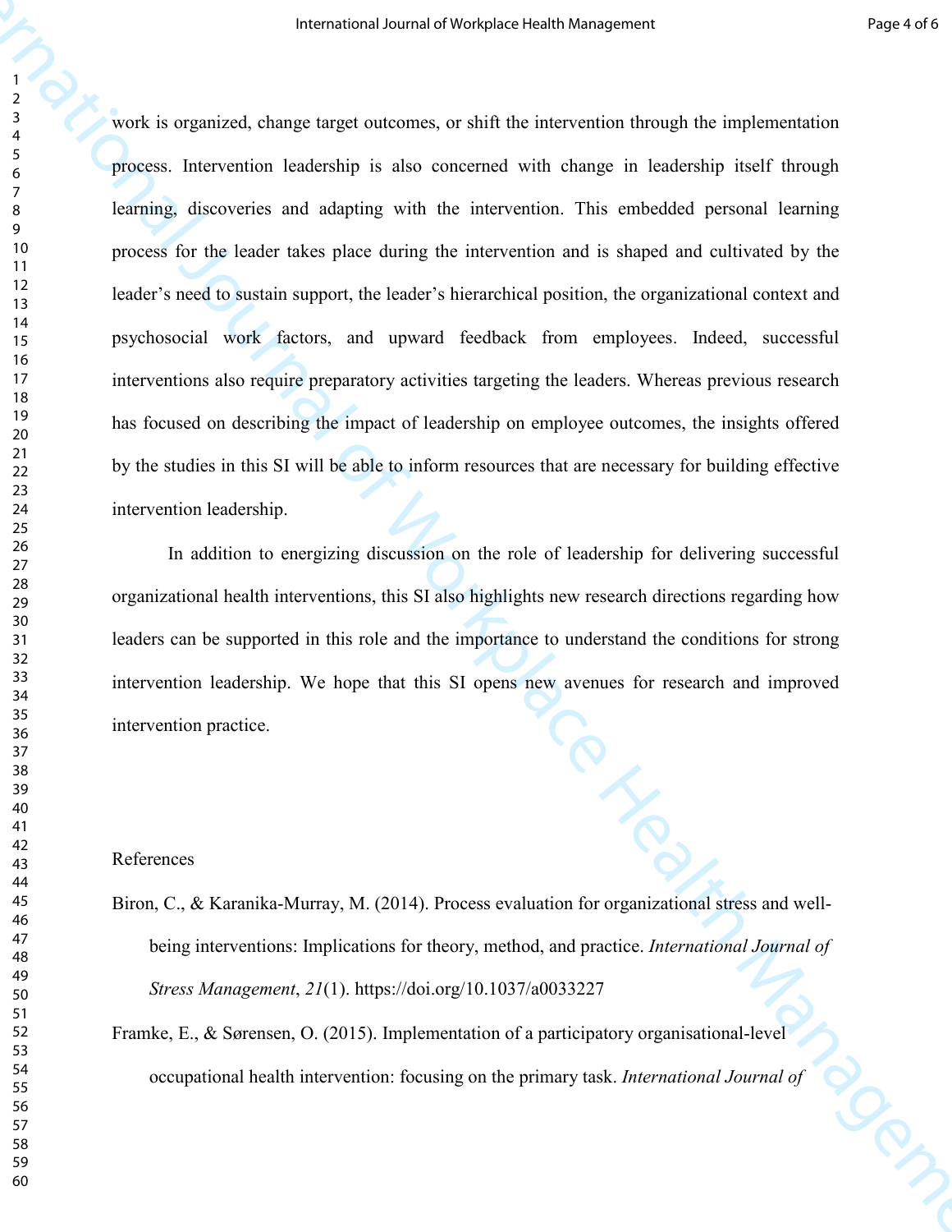work is organized, change target outcomes, or shift the intervention through the implementation process. Intervention leadership is also concerned with change in leadership itself through learning, discoveries and adapting with the intervention. This embedded personal learning process for the leader takes place during the intervention and is shaped and cultivated by the leader's need to sustain support, the leader's hierarchical position, the organizational context and psychosocial work factors, and upward feedback from employees. Indeed, successful interventions also require preparatory activities targeting the leaders. Whereas previous research has focused on describing the impact of leadership on employee outcomes, the insights offered by the studies in this SI will be able to inform resources that are necessary for building effective intervention leadership.

In addition to energizing discussion on the role of leadership for delivering successful organizational health interventions, this SI also highlights new research directions regarding how leaders can be supported in this role and the importance to understand the conditions for strong intervention leadership. We hope that this SI opens new avenues for research and improved intervention practice.

References

Biron, C., & Karanika-Murray, M. (2014). Process evaluation for organizational stress and well-being interventions: Implications for theory, method, and practice. *International Journal of Stress Management*, *21*(1). https://doi.org/10.1037/a0033227

Framke, E., & Sørensen, O. (2015). Implementation of a participatory organisational-level occupational health intervention: focusing on the primary task. *International Journal of*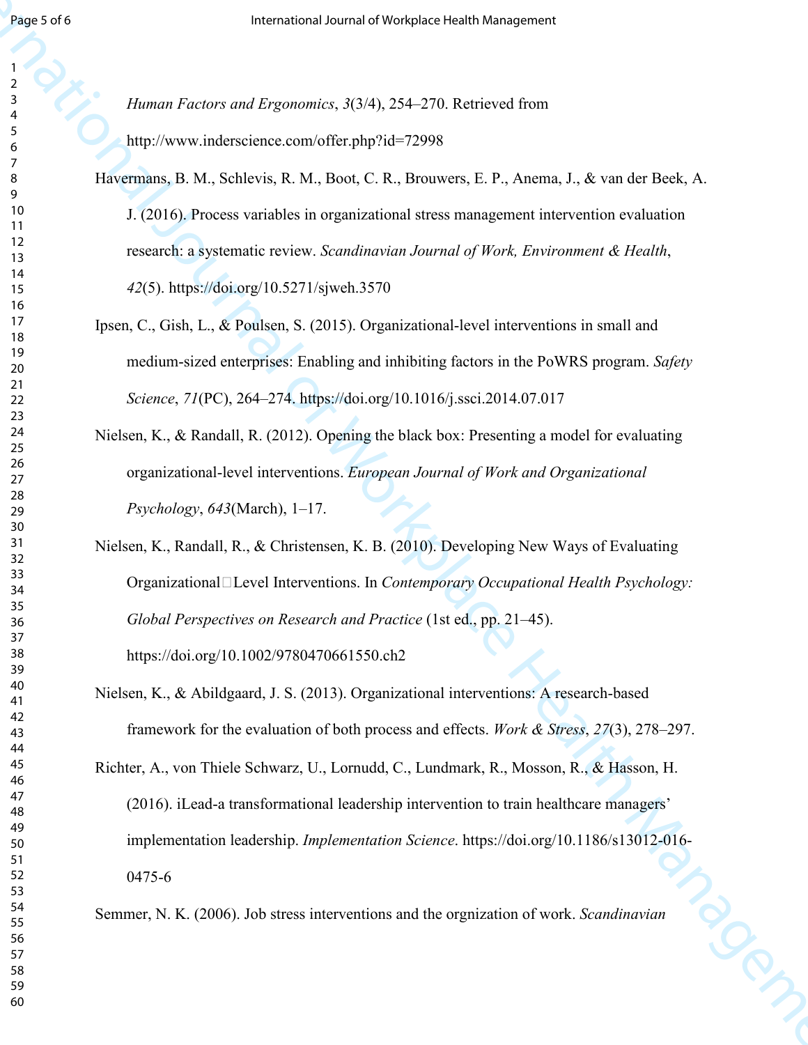*Human Factors and Ergonomics*, *3*(3/4), 254–270. Retrieved from http://www.inderscience.com/offer.php?id=72998

Havermans, B. M., Schlevis, R. M., Boot, C. R., Brouwers, E. P., Anema, J., & van der Beek, A. J. (2016). Process variables in organizational stress management intervention evaluation research: a systematic review. *Scandinavian Journal of Work, Environment & Health*, *42*(5). https://doi.org/10.5271/sjweh.3570

Ipsen, C., Gish, L., & Poulsen, S. (2015). Organizational-level interventions in small and medium-sized enterprises: Enabling and inhibiting factors in the PoWRS program. *Safety Science*, *71*(PC), 264–274. https://doi.org/10.1016/j.ssci.2014.07.017

Nielsen, K., & Randall, R. (2012). Opening the black box: Presenting a model for evaluating organizational-level interventions. *European Journal of Work and Organizational Psychology*, *643*(March), 1–17.

Nielsen, K., Randall, R., & Christensen, K. B. (2010). Developing New Ways of Evaluating Organizational□Level Interventions. In *Contemporary Occupational Health Psychology: Global Perspectives on Research and Practice* (1st ed., pp. 21–45). https://doi.org/10.1002/9780470661550.ch2

Nielsen, K., & Abildgaard, J. S. (2013). Organizational interventions: A research-based framework for the evaluation of both process and effects. *Work & Stress*, *27*(3), 278–297.

Richter, A., von Thiele Schwarz, U., Lornudd, C., Lundmark, R., Mosson, R., & Hasson, H. (2016). iLead-a transformational leadership intervention to train healthcare managers' implementation leadership. *Implementation Science*. https://doi.org/10.1186/s13012-016-0475-6

Semmer, N. K. (2006). Job stress interventions and the orgnization of work. *Scandinavian*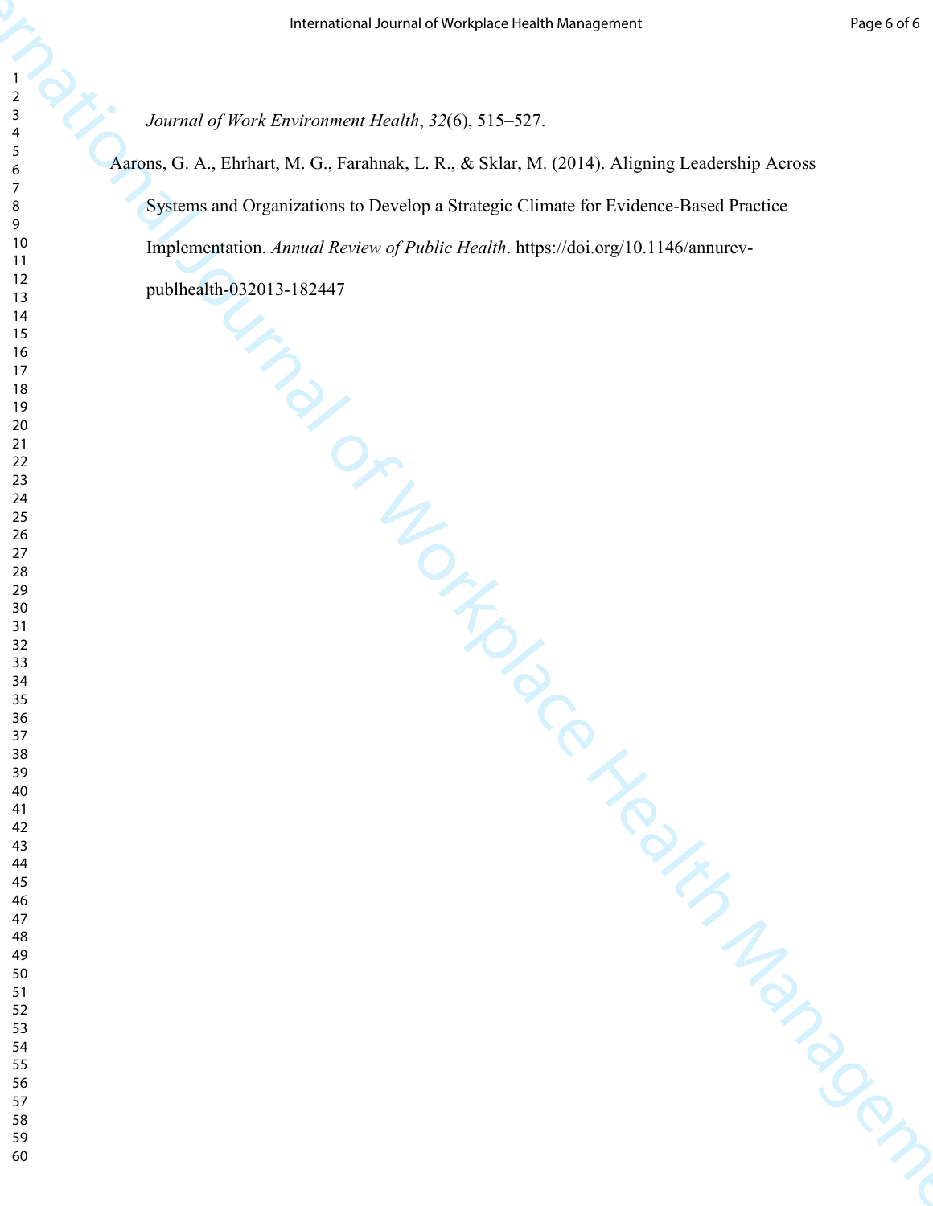*Journal of Work Environment Health*, *32*(6), 515–527.

Aarons, G. A., Ehrhart, M. G., Farahnak, L. R., & Sklar, M. (2014). Aligning Leadership Across Systems and Organizations to Develop a Strategic Climate for Evidence-Based Practice Implementation. *Annual Review of Public Health*. https://doi.org/10.1146/annurev-publhealth-032013-182447